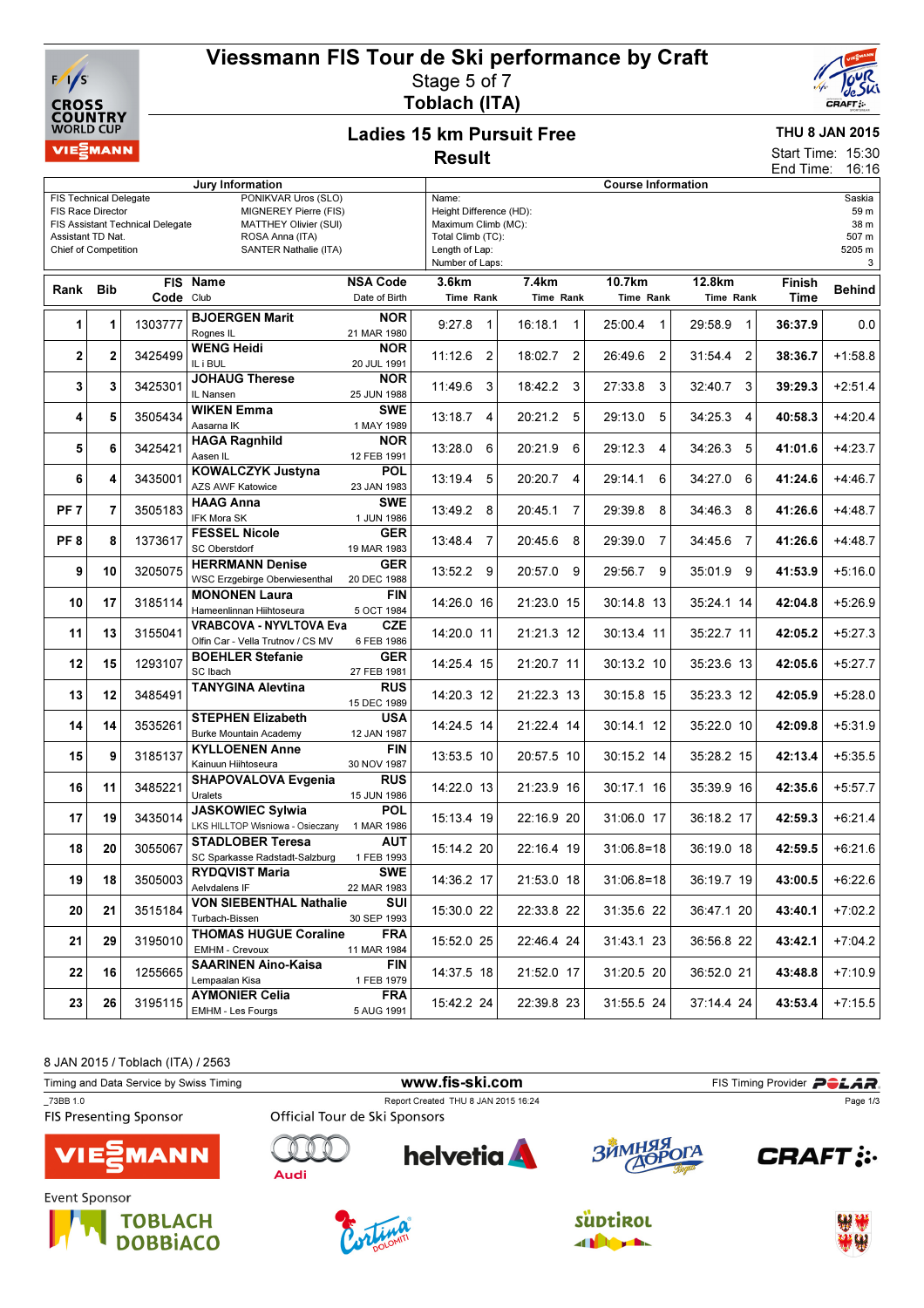# Viessmann FIS Tour de Ski performance by Craft

Stage 5 of 7
Toblach (ITA)

## Ladies 15 km Pursuit Free
## Result

THU 8 JAN 2015
Start Time: 15:30
End Time: 16:16

| Jury Information | | Course Information | |
|---|---|---|---|
| FIS Technical Delegate | PONIKVAR Uros (SLO) | Name: | Saskia |
| FIS Race Director | MIGNEREY Pierre (FIS) | Height Difference (HD): | 59 m |
| FIS Assistant Technical Delegate | MATTHEY Olivier (SUI) | Maximum Climb (MC): | 38 m |
| Assistant TD Nat. | ROSA Anna (ITA) | Total Climb (TC): | 507 m |
| Chief of Competition | SANTER Nathalie (ITA) | Length of Lap: | 5205 m |
| | | Number of Laps: | 3 |

| Rank | Bib | FIS Code | Name / Club | NSA Code / Date of Birth | 3.6km Time Rank | 7.4km Time Rank | 10.7km Time Rank | 12.8km Time Rank | Finish Time | Behind |
|---|---|---|---|---|---|---|---|---|---|---|
| 1 | 1 | 1303777 | BJOERGEN Marit / Rognes IL | NOR / 21 MAR 1980 | 9:27.8 1 | 16:18.1 1 | 25:00.4 1 | 29:58.9 1 | 36:37.9 | 0.0 |
| 2 | 2 | 3425499 | WENG Heidi / IL i BUL | NOR / 20 JUL 1991 | 11:12.6 2 | 18:02.7 2 | 26:49.6 2 | 31:54.4 2 | 38:36.7 | +1:58.8 |
| 3 | 3 | 3425301 | JOHAUG Therese / IL Nansen | NOR / 25 JUN 1988 | 11:49.6 3 | 18:42.2 3 | 27:33.8 3 | 32:40.7 3 | 39:29.3 | +2:51.4 |
| 4 | 5 | 3505434 | WIKEN Emma / Aasarna IK | SWE / 1 MAY 1989 | 13:18.7 4 | 20:21.2 5 | 29:13.0 5 | 34:25.3 4 | 40:58.3 | +4:20.4 |
| 5 | 6 | 3425421 | HAGA Ragnhild / Aasen IL | NOR / 12 FEB 1991 | 13:28.0 6 | 20:21.9 6 | 29:12.3 4 | 34:26.3 5 | 41:01.6 | +4:23.7 |
| 6 | 4 | 3435001 | KOWALCZYK Justyna / AZS AWF Katowice | POL / 23 JAN 1983 | 13:19.4 5 | 20:20.7 4 | 29:14.1 6 | 34:27.0 6 | 41:24.6 | +4:46.7 |
| PF 7 | 7 | 3505183 | HAAG Anna / IFK Mora SK | SWE / 1 JUN 1986 | 13:49.2 8 | 20:45.1 7 | 29:39.8 8 | 34:46.3 8 | 41:26.6 | +4:48.7 |
| PF 8 | 8 | 1373617 | FESSEL Nicole / SC Oberstdorf | GER / 19 MAR 1983 | 13:48.4 7 | 20:45.6 8 | 29:39.0 7 | 34:45.6 7 | 41:26.6 | +4:48.7 |
| 9 | 10 | 3205075 | HERRMANN Denise / WSC Erzgebirge Oberwiesenthal | GER / 20 DEC 1988 | 13:52.2 9 | 20:57.0 9 | 29:56.7 9 | 35:01.9 9 | 41:53.9 | +5:16.0 |
| 10 | 17 | 3185114 | MONONEN Laura / Hameenlinnan Hiihtoseura | FIN / 5 OCT 1984 | 14:26.0 16 | 21:23.0 15 | 30:14.8 13 | 35:24.1 14 | 42:04.8 | +5:26.9 |
| 11 | 13 | 3155041 | VRABCOVA - NYVLTOVA Eva / Olfin Car - Vella Trutnov / CS MV | CZE / 6 FEB 1986 | 14:20.0 11 | 21:21.3 12 | 30:13.4 11 | 35:22.7 11 | 42:05.2 | +5:27.3 |
| 12 | 15 | 1293107 | BOEHLER Stefanie / SC Ibach | GER / 27 FEB 1981 | 14:25.4 15 | 21:20.7 11 | 30:13.2 10 | 35:23.6 13 | 42:05.6 | +5:27.7 |
| 13 | 12 | 3485491 | TANYGINA Alevtina | RUS / 15 DEC 1989 | 14:20.3 12 | 21:22.3 13 | 30:15.8 15 | 35:23.3 12 | 42:05.9 | +5:28.0 |
| 14 | 14 | 3535261 | STEPHEN Elizabeth / Burke Mountain Academy | USA / 12 JAN 1987 | 14:24.5 14 | 21:22.4 14 | 30:14.1 12 | 35:22.0 10 | 42:09.8 | +5:31.9 |
| 15 | 9 | 3185137 | KYLLOENEN Anne / Kainuun Hiihtoseura | FIN / 30 NOV 1987 | 13:53.5 10 | 20:57.5 10 | 30:15.2 14 | 35:28.2 15 | 42:13.4 | +5:35.5 |
| 16 | 11 | 3485221 | SHAPOVALOVA Evgenia / Uralets | RUS / 15 JUN 1986 | 14:22.0 13 | 21:23.9 16 | 30:17.1 16 | 35:39.9 16 | 42:35.6 | +5:57.7 |
| 17 | 19 | 3435014 | JASKOWIEC Sylwia / LKS HILLTOP Wisniowa - Osieczany | POL / 1 MAR 1986 | 15:13.4 19 | 22:16.9 20 | 31:06.0 17 | 36:18.2 17 | 42:59.3 | +6:21.4 |
| 18 | 20 | 3055067 | STADLOBER Teresa / SC Sparkasse Radstadt-Salzburg | AUT / 1 FEB 1993 | 15:14.2 20 | 22:16.4 19 | 31:06.8=18 | 36:19.0 18 | 42:59.5 | +6:21.6 |
| 19 | 18 | 3505003 | RYDQVIST Maria / Aelvdalens IF | SWE / 22 MAR 1983 | 14:36.2 17 | 21:53.0 18 | 31:06.8=18 | 36:19.7 19 | 43:00.5 | +6:22.6 |
| 20 | 21 | 3515184 | VON SIEBENTHAL Nathalie / Turbach-Bissen | SUI / 30 SEP 1993 | 15:30.0 22 | 22:33.8 22 | 31:35.6 22 | 36:47.1 20 | 43:40.1 | +7:02.2 |
| 21 | 29 | 3195010 | THOMAS HUGUE Coraline / EMHM - Crevoux | FRA / 11 MAR 1984 | 15:52.0 25 | 22:46.4 24 | 31:43.1 23 | 36:56.8 22 | 43:42.1 | +7:04.2 |
| 22 | 16 | 1255665 | SAARINEN Aino-Kaisa / Lempaalan Kisa | FIN / 1 FEB 1979 | 14:37.5 18 | 21:52.0 17 | 31:20.5 20 | 36:52.0 21 | 43:48.8 | +7:10.9 |
| 23 | 26 | 3195115 | AYMONIER Celia / EMHM - Les Fourgs | FRA / 5 AUG 1991 | 15:42.2 24 | 22:39.8 23 | 31:55.5 24 | 37:14.4 24 | 43:53.4 | +7:15.5 |

8 JAN 2015 / Toblach (ITA) / 2563

Timing and Data Service by Swiss Timing — www.fis-ski.com — FIS Timing Provider POLAR

_73BB 1.0 — Report Created THU 8 JAN 2015 16:24

FIS Presenting Sponsor: VIESSMANN

Official Tour de Ski Sponsors: Audi, helvetia, Зимняя Дорога, CRAFT

Event Sponsor: TOBLACH DOBBIACO, Cortina Dolomiti, Südtirol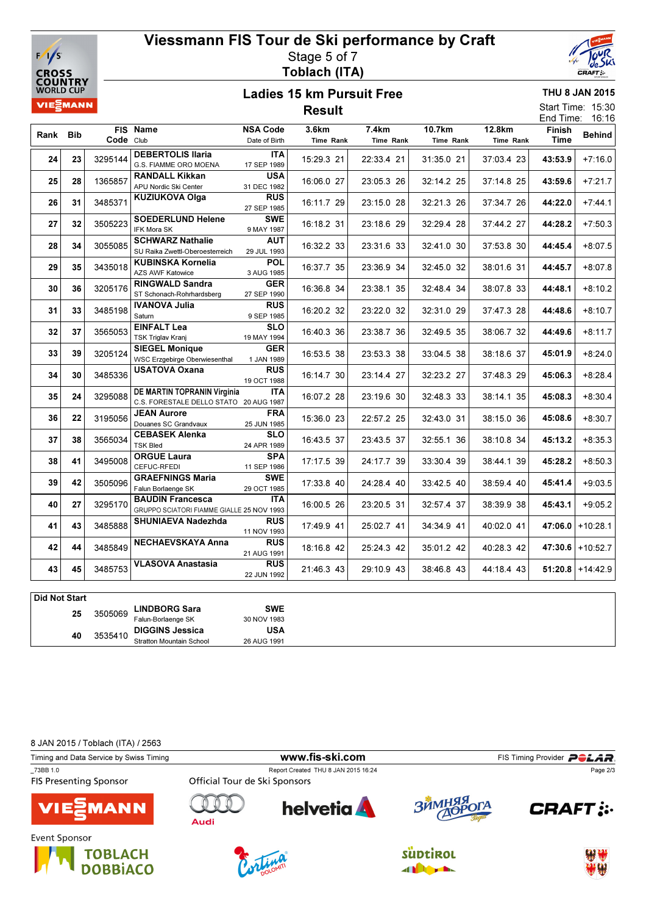# Viessmann FIS Tour de Ski performance by Craft

Stage 5 of 7

**Toblach (ITA)**

## Ladies 15 km Pursuit Free

**Result**

THU 8 JAN 2015

Start Time: 15:30

End Time: 16:16

| Rank | Bib | FIS Code | Name / Club | NSA Code / Date of Birth | 3.6km Time | Rank | 7.4km Time | Rank | 10.7km Time | Rank | 12.8km Time | Rank | Finish Time | Behind |
|---|---|---|---|---|---|---|---|---|---|---|---|---|---|---|
| 24 | 23 | 3295144 | **DEBERTOLIS Ilaria** G.S. FIAMME ORO MOENA | ITA 17 SEP 1989 | 15:29.3 | 21 | 22:33.4 | 21 | 31:35.0 | 21 | 37:03.4 | 23 | **43:53.9** | +7:16.0 |
| 25 | 28 | 1365857 | **RANDALL Kikkan** APU Nordic Ski Center | USA 31 DEC 1982 | 16:06.0 | 27 | 23:05.3 | 26 | 32:14.2 | 25 | 37:14.8 | 25 | **43:59.6** | +7:21.7 |
| 26 | 31 | 3485371 | **KUZIUKOVA Olga** | RUS 27 SEP 1985 | 16:11.7 | 29 | 23:15.0 | 28 | 32:21.3 | 26 | 37:34.7 | 26 | **44:22.0** | +7:44.1 |
| 27 | 32 | 3505223 | **SOEDERLUND Helene** IFK Mora SK | SWE 9 MAY 1987 | 16:18.2 | 31 | 23:18.6 | 29 | 32:29.4 | 28 | 37:44.2 | 27 | **44:28.2** | +7:50.3 |
| 28 | 34 | 3055085 | **SCHWARZ Nathalie** SU Raika Zwettl-Oberoesterreich | AUT 29 JUL 1993 | 16:32.2 | 33 | 23:31.6 | 33 | 32:41.0 | 30 | 37:53.8 | 30 | **44:45.4** | +8:07.5 |
| 29 | 35 | 3435018 | **KUBINSKA Kornelia** AZS AWF Katowice | POL 3 AUG 1985 | 16:37.7 | 35 | 23:36.9 | 34 | 32:45.0 | 32 | 38:01.6 | 31 | **44:45.7** | +8:07.8 |
| 30 | 36 | 3205176 | **RINGWALD Sandra** ST Schonach-Rohrhardsberg | GER 27 SEP 1990 | 16:36.8 | 34 | 23:38.1 | 35 | 32:48.4 | 34 | 38:07.8 | 33 | **44:48.1** | +8:10.2 |
| 31 | 33 | 3485198 | **IVANOVA Julia** Saturn | RUS 9 SEP 1985 | 16:20.2 | 32 | 23:22.0 | 32 | 32:31.0 | 29 | 37:47.3 | 28 | **44:48.6** | +8:10.7 |
| 32 | 37 | 3565053 | **EINFALT Lea** TSK Triglav Kranj | SLO 19 MAY 1994 | 16:40.3 | 36 | 23:38.7 | 36 | 32:49.5 | 35 | 38:06.7 | 32 | **44:49.6** | +8:11.7 |
| 33 | 39 | 3205124 | **SIEGEL Monique** WSC Erzgebirge Oberwiesenthal | GER 1 JAN 1989 | 16:53.5 | 38 | 23:53.3 | 38 | 33:04.5 | 38 | 38:18.6 | 37 | **45:01.9** | +8:24.0 |
| 34 | 30 | 3485336 | **USATOVA Oxana** | RUS 19 OCT 1988 | 16:14.7 | 30 | 23:14.4 | 27 | 32:23.2 | 27 | 37:48.3 | 29 | **45:06.3** | +8:28.4 |
| 35 | 24 | 3295088 | **DE MARTIN TOPRANIN Virginia** C.S. FORESTALE DELLO STATO | ITA 20 AUG 1987 | 16:07.2 | 28 | 23:19.6 | 30 | 32:48.3 | 33 | 38:14.1 | 35 | **45:08.3** | +8:30.4 |
| 36 | 22 | 3195056 | **JEAN Aurore** Douanes SC Grandvaux | FRA 25 JUN 1985 | 15:36.0 | 23 | 22:57.2 | 25 | 32:43.0 | 31 | 38:15.0 | 36 | **45:08.6** | +8:30.7 |
| 37 | 38 | 3565034 | **CEBASEK Alenka** TSK Bled | SLO 24 APR 1989 | 16:43.5 | 37 | 23:43.5 | 37 | 32:55.1 | 36 | 38:10.8 | 34 | **45:13.2** | +8:35.3 |
| 38 | 41 | 3495008 | **ORGUE Laura** CEFUC-RFEDI | SPA 11 SEP 1986 | 17:17.5 | 39 | 24:17.7 | 39 | 33:30.4 | 39 | 38:44.1 | 39 | **45:28.2** | +8:50.3 |
| 39 | 42 | 3505096 | **GRAEFNINGS Maria** Falun Borlaenge SK | SWE 29 OCT 1985 | 17:33.8 | 40 | 24:28.4 | 40 | 33:42.5 | 40 | 38:59.4 | 40 | **45:41.4** | +9:03.5 |
| 40 | 27 | 3295170 | **BAUDIN Francesca** GRUPPO SCIATORI FIAMME GIALLE | ITA 25 NOV 1993 | 16:00.5 | 26 | 23:20.5 | 31 | 32:57.4 | 37 | 38:39.9 | 38 | **45:43.1** | +9:05.2 |
| 41 | 43 | 3485888 | **SHUNIAEVA Nadezhda** | RUS 11 NOV 1993 | 17:49.9 | 41 | 25:02.7 | 41 | 34:34.9 | 41 | 40:02.0 | 41 | **47:06.0** | +10:28.1 |
| 42 | 44 | 3485849 | **NECHAEVSKAYA Anna** | RUS 21 AUG 1991 | 18:16.8 | 42 | 25:24.3 | 42 | 35:01.2 | 42 | 40:28.3 | 42 | **47:30.6** | +10:52.7 |
| 43 | 45 | 3485753 | **VLASOVA Anastasia** | RUS 22 JUN 1992 | 21:46.3 | 43 | 29:10.9 | 43 | 38:46.8 | 43 | 44:18.4 | 43 | **51:20.8** | +14:42.9 |

**Did Not Start**

| Bib | FIS Code | Name / Club | NSA Code / Date of Birth |
|---|---|---|---|
| 25 | 3505069 | **LINDBORG Sara** Falun-Borlaenge SK | SWE 30 NOV 1983 |
| 40 | 3535410 | **DIGGINS Jessica** Stratton Mountain School | USA 26 AUG 1991 |

8 JAN 2015 / Toblach (ITA) / 2563

Timing and Data Service by Swiss Timing — www.fis-ski.com — FIS Timing Provider POLAR

_73BB 1.0 — Report Created THU 8 JAN 2015 16:24

FIS Presenting Sponsor — Official Tour de Ski Sponsors

Event Sponsor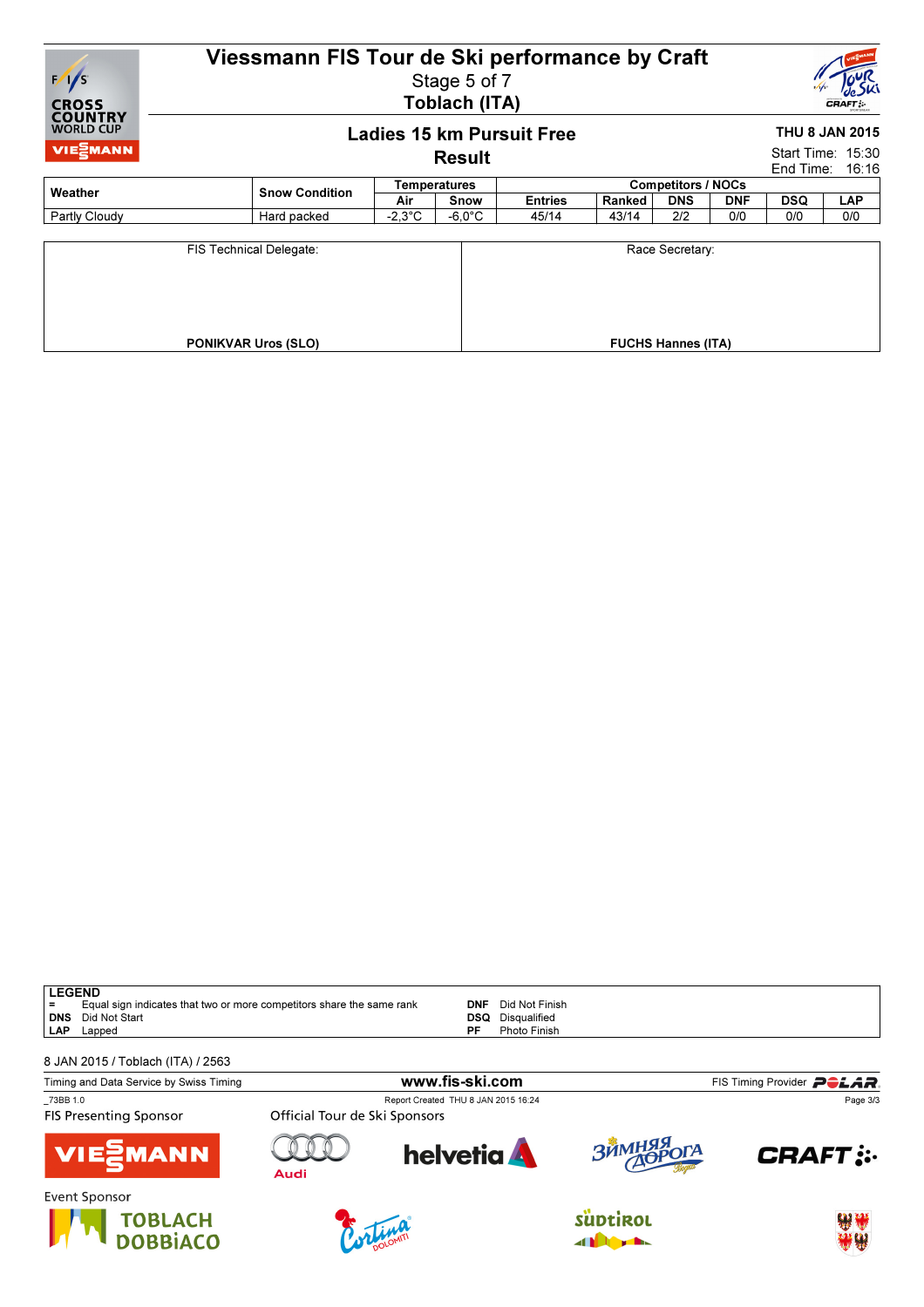# Viessmann FIS Tour de Ski performance by Craft

Stage 5 of 7

**Toblach (ITA)**

## Ladies 15 km Pursuit Free

**Result**

**THU 8 JAN 2015**

Start Time: 15:30
End Time: 16:16

| Weather | Snow Condition | Temperatures | | Competitors / NOCs | | | | | |
|---|---|---|---|---|---|---|---|---|---|
| | | Air | Snow | Entries | Ranked | DNS | DNF | DSQ | LAP |
| Partly Cloudy | Hard packed | -2,3°C | -6,0°C | 45/14 | 43/14 | 2/2 | 0/0 | 0/0 | 0/0 |

| FIS Technical Delegate: | Race Secretary: |
|---|---|
| **PONIKVAR Uros (SLO)** | **FUCHS Hannes (ITA)** |

**LEGEND**

| | | | |
|---|---|---|---|
| = | Equal sign indicates that two or more competitors share the same rank | DNF | Did Not Finish |
| DNS | Did Not Start | DSQ | Disqualified |
| LAP | Lapped | PF | Photo Finish |

8 JAN 2015 / Toblach (ITA) / 2563

Timing and Data Service by Swiss Timing — www.fis-ski.com — FIS Timing Provider POLAR

_73BB 1.0 — Report Created THU 8 JAN 2015 16:24

FIS Presenting Sponsor — Official Tour de Ski Sponsors

Event Sponsor